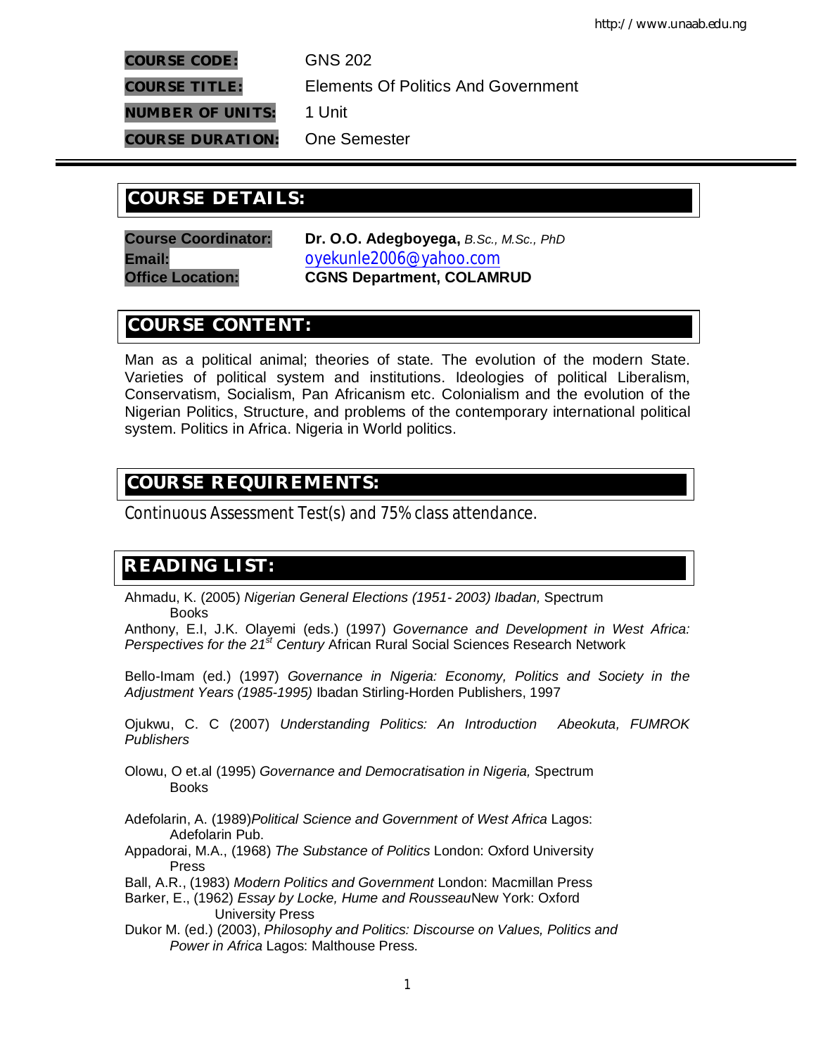**COURSE CODE:** GNS 202

**COURSE TITLE:** Elements Of Politics And Government

**NUMBER OF UNITS:** 1 Unit

**COURSE DURATION:** One Semester

## COURSE DETAILS:

**Course Coordinator:** **Dr. O.O. Adegboyega,** *B.Sc., M.Sc., PhD*
**Email:** oyekunle2006@yahoo.com
**Office Location:** **CGNS Department, COLAMRUD**

## COURSE CONTENT:

Man as a political animal; theories of state. The evolution of the modern State. Varieties of political system and institutions. Ideologies of political Liberalism, Conservatism, Socialism, Pan Africanism etc. Colonialism and the evolution of the Nigerian Politics, Structure, and problems of the contemporary international political system. Politics in Africa. Nigeria in World politics.

## COURSE REQUIREMENTS:

Continuous Assessment Test(s) and 75% class attendance.

## READING LIST:

Ahmadu, K. (2005) *Nigerian General Elections (1951- 2003) Ibadan,* Spectrum Books

Anthony, E.I, J.K. Olayemi (eds.) (1997) *Governance and Development in West Africa: Perspectives for the 21st Century* African Rural Social Sciences Research Network

Bello-Imam (ed.) (1997) *Governance in Nigeria: Economy, Politics and Society in the Adjustment Years (1985-1995)* Ibadan Stirling-Horden Publishers, 1997

Ojukwu, C. C (2007) *Understanding Politics: An Introduction Abeokuta, FUMROK Publishers*

Olowu, O et.al (1995) *Governance and Democratisation in Nigeria,* Spectrum Books

Adefolarin, A. (1989)*Political Science and Government of West Africa* Lagos: Adefolarin Pub.

Appadorai, M.A., (1968) *The Substance of Politics* London: Oxford University Press

Ball, A.R., (1983) *Modern Politics and Government* London: Macmillan Press

Barker, E., (1962) *Essay by Locke, Hume and Rousseau*New York: Oxford University Press

Dukor M. (ed.) (2003), *Philosophy and Politics: Discourse on Values, Politics and Power in Africa* Lagos: Malthouse Press.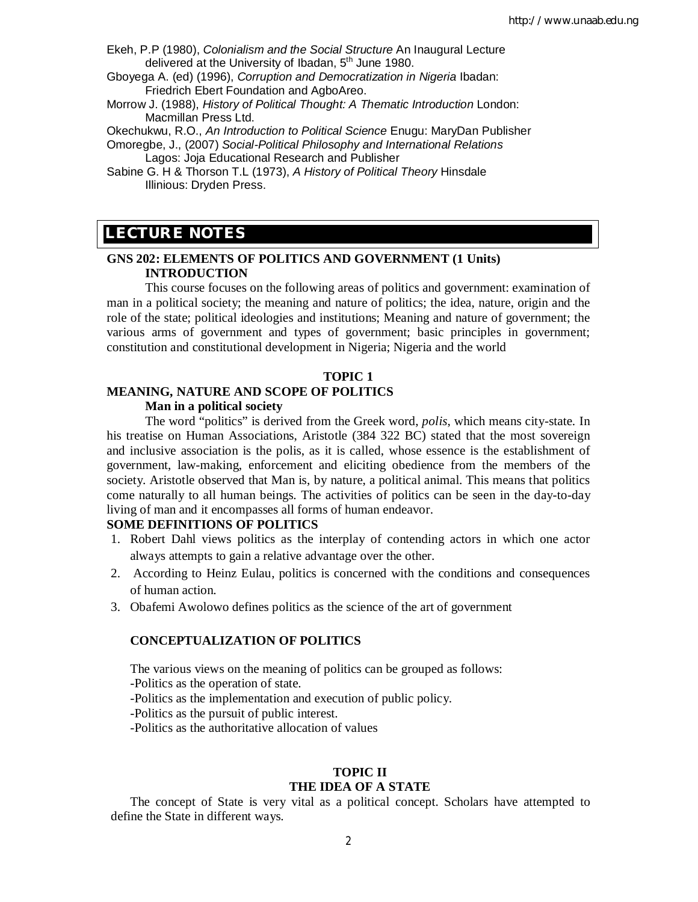Ekeh, P.P (1980), *Colonialism and the Social Structure* An Inaugural Lecture delivered at the University of Ibadan, 5th June 1980.

Gboyega A. (ed) (1996), *Corruption and Democratization in Nigeria* Ibadan: Friedrich Ebert Foundation and AgboAreo.

Morrow J. (1988), *History of Political Thought: A Thematic Introduction* London: Macmillan Press Ltd.

Okechukwu, R.O., *An Introduction to Political Science* Enugu: MaryDan Publisher

Omoregbe, J., (2007) *Social-Political Philosophy and International Relations* Lagos: Joja Educational Research and Publisher

Sabine G. H & Thorson T.L (1973), *A History of Political Theory* Hinsdale Illinious: Dryden Press.

# LECTURE NOTES

## GNS 202: ELEMENTS OF POLITICS AND GOVERNMENT (1 Units)

### INTRODUCTION

This course focuses on the following areas of politics and government: examination of man in a political society; the meaning and nature of politics; the idea, nature, origin and the role of the state; political ideologies and institutions; Meaning and nature of government; the various arms of government and types of government; basic principles in government; constitution and constitutional development in Nigeria; Nigeria and the world

## TOPIC 1

### MEANING, NATURE AND SCOPE OF POLITICS

**Man in a political society**

The word "politics" is derived from the Greek word, *polis*, which means city-state. In his treatise on Human Associations, Aristotle (384 322 BC) stated that the most sovereign and inclusive association is the polis, as it is called, whose essence is the establishment of government, law-making, enforcement and eliciting obedience from the members of the society. Aristotle observed that Man is, by nature, a political animal. This means that politics come naturally to all human beings. The activities of politics can be seen in the day-to-day living of man and it encompasses all forms of human endeavor.

**SOME DEFINITIONS OF POLITICS**

1. Robert Dahl views politics as the interplay of contending actors in which one actor always attempts to gain a relative advantage over the other.
2. According to Heinz Eulau, politics is concerned with the conditions and consequences of human action.
3. Obafemi Awolowo defines politics as the science of the art of government

**CONCEPTUALIZATION OF POLITICS**

The various views on the meaning of politics can be grouped as follows:

-Politics as the operation of state.

-Politics as the implementation and execution of public policy.

-Politics as the pursuit of public interest.

-Politics as the authoritative allocation of values

## TOPIC II

### THE IDEA OF A STATE

The concept of State is very vital as a political concept. Scholars have attempted to define the State in different ways.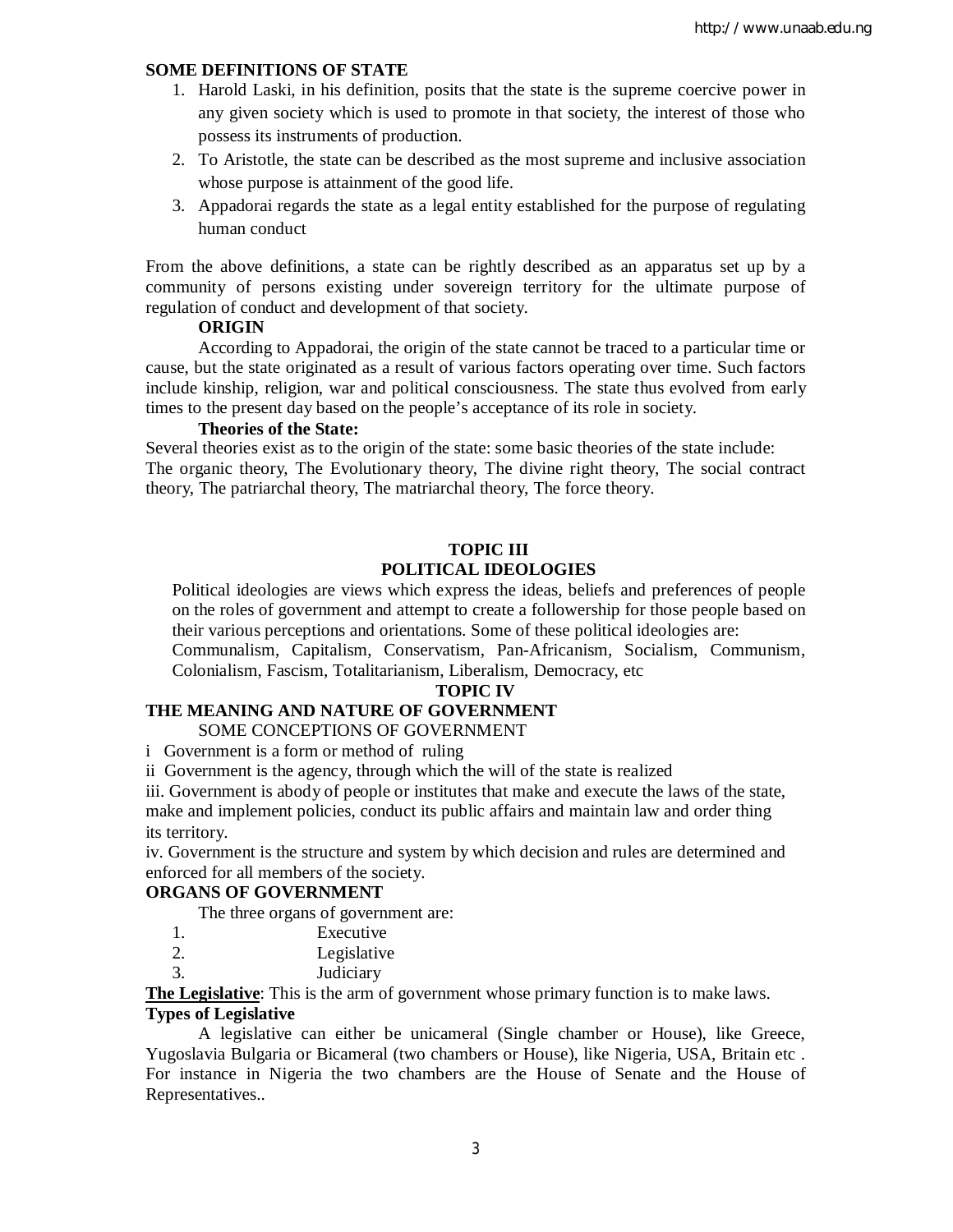**SOME DEFINITIONS OF STATE**

1. Harold Laski, in his definition, posits that the state is the supreme coercive power in any given society which is used to promote in that society, the interest of those who possess its instruments of production.
2. To Aristotle, the state can be described as the most supreme and inclusive association whose purpose is attainment of the good life.
3. Appadorai regards the state as a legal entity established for the purpose of regulating human conduct

From the above definitions, a state can be rightly described as an apparatus set up by a community of persons existing under sovereign territory for the ultimate purpose of regulation of conduct and development of that society.

**ORIGIN**

According to Appadorai, the origin of the state cannot be traced to a particular time or cause, but the state originated as a result of various factors operating over time. Such factors include kinship, religion, war and political consciousness. The state thus evolved from early times to the present day based on the people's acceptance of its role in society.

**Theories of the State:**

Several theories exist as to the origin of the state: some basic theories of the state include: The organic theory, The Evolutionary theory, The divine right theory, The social contract theory, The patriarchal theory, The matriarchal theory, The force theory.

## TOPIC III
## POLITICAL IDEOLOGIES

Political ideologies are views which express the ideas, beliefs and preferences of people on the roles of government and attempt to create a followership for those people based on their various perceptions and orientations. Some of these political ideologies are: Communalism, Capitalism, Conservatism, Pan-Africanism, Socialism, Communism, Colonialism, Fascism, Totalitarianism, Liberalism, Democracy, etc

## TOPIC IV
## THE MEANING AND NATURE OF GOVERNMENT

SOME CONCEPTIONS OF GOVERNMENT

i Government is a form or method of ruling

ii Government is the agency, through which the will of the state is realized

iii. Government is abody of people or institutes that make and execute the laws of the state, make and implement policies, conduct its public affairs and maintain law and order thing its territory.

iv. Government is the structure and system by which decision and rules are determined and enforced for all members of the society.

**ORGANS OF GOVERNMENT**

The three organs of government are:

1. Executive
2. Legislative
3. Judiciary

**The Legislative**: This is the arm of government whose primary function is to make laws.

**Types of Legislative**

A legislative can either be unicameral (Single chamber or House), like Greece, Yugoslavia Bulgaria or Bicameral (two chambers or House), like Nigeria, USA, Britain etc . For instance in Nigeria the two chambers are the House of Senate and the House of Representatives..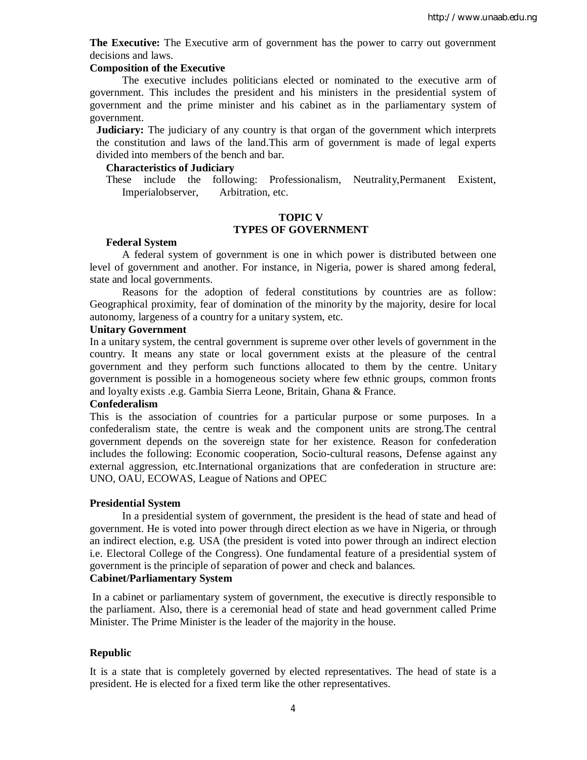**The Executive:** The Executive arm of government has the power to carry out government decisions and laws.

**Composition of the Executive**

The executive includes politicians elected or nominated to the executive arm of government. This includes the president and his ministers in the presidential system of government and the prime minister and his cabinet as in the parliamentary system of government.

**Judiciary:** The judiciary of any country is that organ of the government which interprets the constitution and laws of the land.This arm of government is made of legal experts divided into members of the bench and bar.

**Characteristics of Judiciary**

These include the following: Professionalism, Neutrality,Permanent Existent, Imperialobserver, Arbitration, etc.

## TOPIC V
## TYPES OF GOVERNMENT

**Federal System**

A federal system of government is one in which power is distributed between one level of government and another. For instance, in Nigeria, power is shared among federal, state and local governments.

Reasons for the adoption of federal constitutions by countries are as follow: Geographical proximity, fear of domination of the minority by the majority, desire for local autonomy, largeness of a country for a unitary system, etc.

**Unitary Government**

In a unitary system, the central government is supreme over other levels of government in the country. It means any state or local government exists at the pleasure of the central government and they perform such functions allocated to them by the centre. Unitary government is possible in a homogeneous society where few ethnic groups, common fronts and loyalty exists .e.g. Gambia Sierra Leone, Britain, Ghana & France.

**Confederalism**

This is the association of countries for a particular purpose or some purposes. In a confederalism state, the centre is weak and the component units are strong.The central government depends on the sovereign state for her existence. Reason for confederation includes the following: Economic cooperation, Socio-cultural reasons, Defense against any external aggression, etc.International organizations that are confederation in structure are: UNO, OAU, ECOWAS, League of Nations and OPEC

**Presidential System**

In a presidential system of government, the president is the head of state and head of government. He is voted into power through direct election as we have in Nigeria, or through an indirect election, e.g. USA (the president is voted into power through an indirect election i.e. Electoral College of the Congress). One fundamental feature of a presidential system of government is the principle of separation of power and check and balances.

**Cabinet/Parliamentary System**

In a cabinet or parliamentary system of government, the executive is directly responsible to the parliament. Also, there is a ceremonial head of state and head government called Prime Minister. The Prime Minister is the leader of the majority in the house.

**Republic**

It is a state that is completely governed by elected representatives. The head of state is a president. He is elected for a fixed term like the other representatives.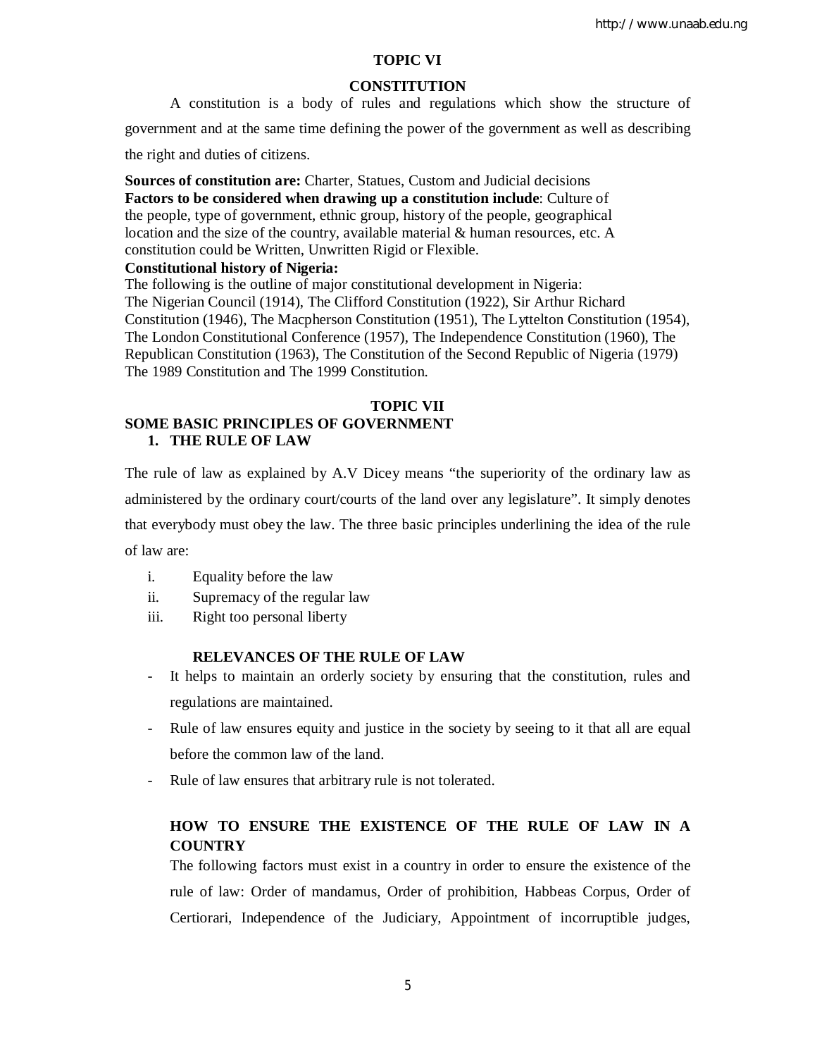## TOPIC VI

## CONSTITUTION

A constitution is a body of rules and regulations which show the structure of government and at the same time defining the power of the government as well as describing the right and duties of citizens.

**Sources of constitution are:** Charter, Statues, Custom and Judicial decisions
**Factors to be considered when drawing up a constitution include**: Culture of the people, type of government, ethnic group, history of the people, geographical location and the size of the country, available material & human resources, etc. A constitution could be Written, Unwritten Rigid or Flexible.
**Constitutional history of Nigeria:**
The following is the outline of major constitutional development in Nigeria:
The Nigerian Council (1914), The Clifford Constitution (1922), Sir Arthur Richard Constitution (1946), The Macpherson Constitution (1951), The Lyttelton Constitution (1954), The London Constitutional Conference (1957), The Independence Constitution (1960), The Republican Constitution (1963), The Constitution of the Second Republic of Nigeria (1979) The 1989 Constitution and The 1999 Constitution.

## TOPIC VII

## SOME BASIC PRINCIPLES OF GOVERNMENT

### 1. THE RULE OF LAW

The rule of law as explained by A.V Dicey means "the superiority of the ordinary law as administered by the ordinary court/courts of the land over any legislature". It simply denotes that everybody must obey the law. The three basic principles underlining the idea of the rule of law are:

i. Equality before the law
ii. Supremacy of the regular law
iii. Right too personal liberty

#### RELEVANCES OF THE RULE OF LAW

- It helps to maintain an orderly society by ensuring that the constitution, rules and regulations are maintained.
- Rule of law ensures equity and justice in the society by seeing to it that all are equal before the common law of the land.
- Rule of law ensures that arbitrary rule is not tolerated.

#### HOW TO ENSURE THE EXISTENCE OF THE RULE OF LAW IN A COUNTRY

The following factors must exist in a country in order to ensure the existence of the rule of law: Order of mandamus, Order of prohibition, Habbeas Corpus, Order of Certiorari, Independence of the Judiciary, Appointment of incorruptible judges,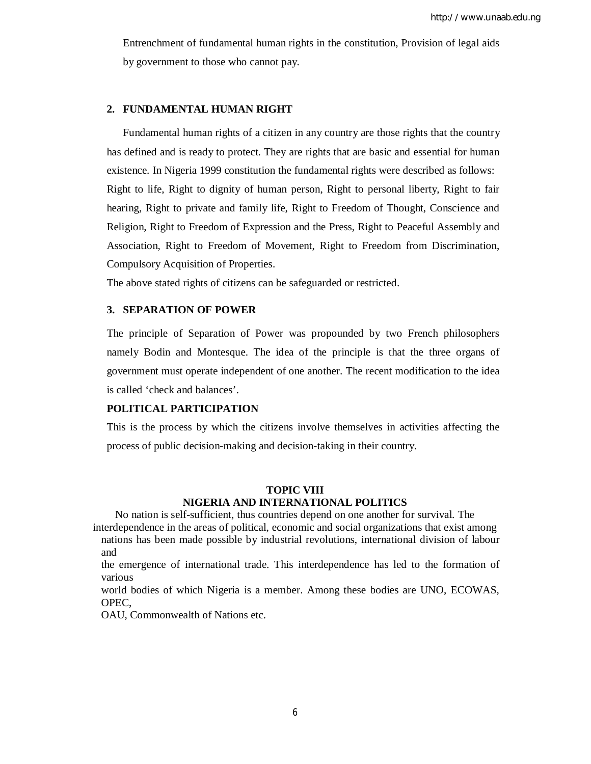Entrenchment of fundamental human rights in the constitution, Provision of legal aids by government to those who cannot pay.

## 2. FUNDAMENTAL HUMAN RIGHT

Fundamental human rights of a citizen in any country are those rights that the country has defined and is ready to protect. They are rights that are basic and essential for human existence. In Nigeria 1999 constitution the fundamental rights were described as follows: Right to life, Right to dignity of human person, Right to personal liberty, Right to fair hearing, Right to private and family life, Right to Freedom of Thought, Conscience and Religion, Right to Freedom of Expression and the Press, Right to Peaceful Assembly and Association, Right to Freedom of Movement, Right to Freedom from Discrimination, Compulsory Acquisition of Properties.

The above stated rights of citizens can be safeguarded or restricted.

## 3. SEPARATION OF POWER

The principle of Separation of Power was propounded by two French philosophers namely Bodin and Montesque. The idea of the principle is that the three organs of government must operate independent of one another. The recent modification to the idea is called 'check and balances'.

**POLITICAL PARTICIPATION**

This is the process by which the citizens involve themselves in activities affecting the process of public decision-making and decision-taking in their country.

# TOPIC VIII
# NIGERIA AND INTERNATIONAL POLITICS

No nation is self-sufficient, thus countries depend on one another for survival. The interdependence in the areas of political, economic and social organizations that exist among nations has been made possible by industrial revolutions, international division of labour and the emergence of international trade. This interdependence has led to the formation of various world bodies of which Nigeria is a member. Among these bodies are UNO, ECOWAS, OPEC, OAU, Commonwealth of Nations etc.